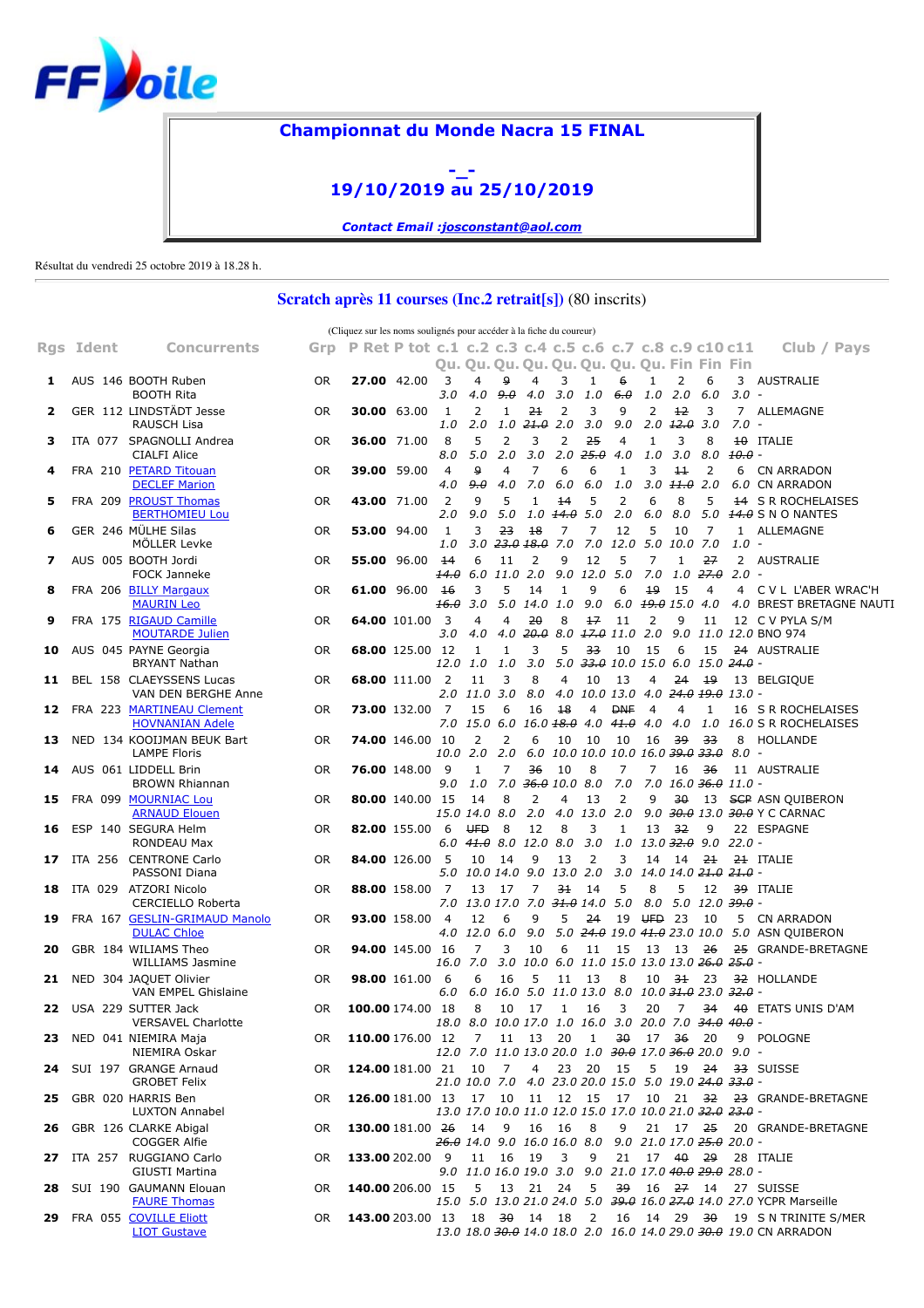# Championnat du Monde Nacra 15 FINAL

**-\_-**

**19/10/2019 au 25/10/2019**

***Contact Email :josconstant@aol.com***

Résultat du vendredi 25 octobre 2019 à 18.28 h.

## Scratch après 11 courses (Inc.2 retrait[s]) (80 inscrits)

(Cliquez sur les noms soulignés pour accéder à la fiche du coureur)

| Rgs | Ident | Concurrents | Grp | P Ret | P tot | c.1 Qu. | c.2 Qu. | c.3 Qu. | c.4 Qu. | c.5 Qu. | c.6 Qu. | c.7 Qu. | c.8 Qu. | c.9 Fin | c10 Fin | c11 Fin | Club / Pays |
|---|---|---|---|---|---|---|---|---|---|---|---|---|---|---|---|---|---|
| 1 | AUS 146 | BOOTH Ruben | OR | **27.00** | 42.00 | 3 | 4 | ~~9~~ | 4 | 3 | 1 | ~~6~~ | 1 | 2 | 6 | 3 | AUSTRALIE |
| | | BOOTH Rita | | | | 3.0 | 4.0 | ~~9.0~~ | 4.0 | 3.0 | 1.0 | ~~6.0~~ | 1.0 | 2.0 | 6.0 | 3.0 | - |
| 2 | GER 112 | LINDSTÄDT Jesse | OR | **30.00** | 63.00 | 1 | 2 | 1 | ~~21~~ | 2 | 3 | 9 | 2 | ~~12~~ | 3 | 7 | ALLEMAGNE |
| | | RAUSCH Lisa | | | | 1.0 | 2.0 | 1.0 | ~~21.0~~ | 2.0 | 3.0 | 9.0 | 2.0 | ~~12.0~~ | 3.0 | 7.0 | - |
| 3 | ITA 077 | SPAGNOLLI Andrea | OR | **36.00** | 71.00 | 8 | 5 | 2 | 3 | 2 | ~~25~~ | 4 | 1 | 3 | 8 | ~~10~~ | ITALIE |
| | | CIALFI Alice | | | | 8.0 | 5.0 | 2.0 | 3.0 | 2.0 | ~~25.0~~ | 4.0 | 1.0 | 3.0 | 8.0 | ~~10.0~~ | - |
| 4 | FRA 210 | PETARD Titouan | OR | **39.00** | 59.00 | 4 | ~~9~~ | 4 | 7 | 6 | 6 | 1 | 3 | ~~11~~ | 2 | 6 | CN ARRADON |
| | | DECLEF Marion | | | | 4.0 | ~~9.0~~ | 4.0 | 7.0 | 6.0 | 6.0 | 1.0 | 3.0 | ~~11.0~~ | 2.0 | 6.0 | CN ARRADON |
| 5 | FRA 209 | PROUST Thomas | OR | **43.00** | 71.00 | 2 | 9 | 5 | 1 | ~~14~~ | 5 | 2 | 6 | 8 | 5 | ~~14~~ | S R ROCHELAISES |
| | | BERTHOMIEU Lou | | | | 2.0 | 9.0 | 5.0 | 1.0 | ~~14.0~~ | 5.0 | 2.0 | 6.0 | 8.0 | 5.0 | ~~14.0~~ | S N O NANTES |
| 6 | GER 246 | MÜLHE Silas | OR | **53.00** | 94.00 | 1 | 3 | ~~23~~ | ~~18~~ | 7 | 7 | 12 | 5 | 10 | 7 | 1 | ALLEMAGNE |
| | | MÖLLER Levke | | | | 1.0 | 3.0 | ~~23.0~~ | ~~18.0~~ | 7.0 | 7.0 | 12.0 | 5.0 | 10.0 | 7.0 | 1.0 | - |
| 7 | AUS 005 | BOOTH Jordi | OR | **55.00** | 96.00 | ~~14~~ | 6 | 11 | 2 | 9 | 12 | 5 | 7 | 1 | ~~27~~ | 2 | AUSTRALIE |
| | | FOCK Janneke | | | | ~~14.0~~ | 6.0 | 11.0 | 2.0 | 9.0 | 12.0 | 5.0 | 7.0 | 1.0 | ~~27.0~~ | 2.0 | - |
| 8 | FRA 206 | BILLY Margaux | OR | **61.00** | 96.00 | ~~16~~ | 3 | 5 | 14 | 1 | 9 | 6 | ~~19~~ | 15 | 4 | 4 | C V L L'ABER WRAC'H |
| | | MAURIN Leo | | | | ~~16.0~~ | 3.0 | 5.0 | 14.0 | 1.0 | 9.0 | 6.0 | ~~19.0~~ | 15.0 | 4.0 | 4.0 | BREST BRETAGNE NAUTI |
| 9 | FRA 175 | RIGAUD Camille | OR | **64.00** | 101.00 | 3 | 4 | 4 | ~~20~~ | 8 | ~~17~~ | 11 | 2 | 9 | 11 | 12 | C V PYLA S/M |
| | | MOUTARDE Julien | | | | 3.0 | 4.0 | 4.0 | ~~20.0~~ | 8.0 | ~~17.0~~ | 11.0 | 2.0 | 9.0 | 11.0 | 12.0 | BNO 974 |
| 10 | AUS 045 | PAYNE Georgia | OR | **68.00** | 125.00 | 12 | 1 | 1 | 3 | 5 | ~~33~~ | 10 | 15 | 6 | 15 | ~~24~~ | AUSTRALIE |
| | | BRYANT Nathan | | | | 12.0 | 1.0 | 1.0 | 3.0 | 5.0 | ~~33.0~~ | 10.0 | 15.0 | 6.0 | 15.0 | ~~24.0~~ | - |
| 11 | BEL 158 | CLAEYSSENS Lucas | OR | **68.00** | 111.00 | 2 | 11 | 3 | 8 | 4 | 10 | 13 | 4 | ~~24~~ | ~~19~~ | 13 | BELGIQUE |
| | | VAN DEN BERGHE Anne | | | | 2.0 | 11.0 | 3.0 | 8.0 | 4.0 | 10.0 | 13.0 | 4.0 | ~~24.0~~ | ~~19.0~~ | 13.0 | - |
| 12 | FRA 223 | MARTINEAU Clement | OR | **73.00** | 132.00 | 7 | 15 | 6 | 16 | ~~18~~ | 4 | ~~DNF~~ | 4 | 4 | 1 | 16 | S R ROCHELAISES |
| | | HOVNANIAN Adele | | | | 7.0 | 15.0 | 6.0 | 16.0 | ~~18.0~~ | 4.0 | ~~41.0~~ | 4.0 | 4.0 | 1.0 | 16.0 | S R ROCHELAISES |
| 13 | NED 134 | KOOIJMAN BEUK Bart | OR | **74.00** | 146.00 | 10 | 2 | 2 | 6 | 10 | 10 | 10 | 16 | ~~39~~ | ~~33~~ | 8 | HOLLANDE |
| | | LAMPE Floris | | | | 10.0 | 2.0 | 2.0 | 6.0 | 10.0 | 10.0 | 10.0 | 16.0 | ~~39.0~~ | ~~33.0~~ | 8.0 | - |
| 14 | AUS 061 | LIDDELL Brin | OR | **76.00** | 148.00 | 9 | 1 | 7 | ~~36~~ | 10 | 8 | 7 | 7 | 16 | ~~36~~ | 11 | AUSTRALIE |
| | | BROWN Rhiannan | | | | 9.0 | 1.0 | 7.0 | ~~36.0~~ | 10.0 | 8.0 | 7.0 | 7.0 | 16.0 | ~~36.0~~ | 11.0 | - |
| 15 | FRA 099 | MOURNIAC Lou | OR | **80.00** | 140.00 | 15 | 14 | 8 | 2 | 4 | 13 | 2 | 9 | ~~30~~ | 13 | ~~SCP~~ | ASN QUIBERON |
| | | ARNAUD Elouen | | | | 15.0 | 14.0 | 8.0 | 2.0 | 4.0 | 13.0 | 2.0 | 9.0 | ~~30.0~~ | 13.0 | ~~30.0~~ | Y C CARNAC |
| 16 | ESP 140 | SEGURA Helm | OR | **82.00** | 155.00 | 6 | ~~UFD~~ | 8 | 12 | 8 | 3 | 1 | 13 | ~~32~~ | 9 | 22 | ESPAGNE |
| | | RONDEAU Max | | | | 6.0 | ~~41.0~~ | 8.0 | 12.0 | 8.0 | 3.0 | 1.0 | 13.0 | ~~32.0~~ | 9.0 | 22.0 | - |
| 17 | ITA 256 | CENTRONE Carlo | OR | **84.00** | 126.00 | 5 | 10 | 14 | 9 | 13 | 2 | 3 | 14 | 14 | ~~21~~ | ~~21~~ | ITALIE |
| | | PASSONI Diana | | | | 5.0 | 10.0 | 14.0 | 9.0 | 13.0 | 2.0 | 3.0 | 14.0 | 14.0 | ~~21.0~~ | ~~21.0~~ | - |
| 18 | ITA 029 | ATZORI Nicolo | OR | **88.00** | 158.00 | 7 | 13 | 17 | 7 | ~~31~~ | 14 | 5 | 8 | 5 | 12 | ~~39~~ | ITALIE |
| | | CERCIELLO Roberta | | | | 7.0 | 13.0 | 17.0 | 7.0 | ~~31.0~~ | 14.0 | 5.0 | 8.0 | 5.0 | 12.0 | ~~39.0~~ | - |
| 19 | FRA 167 | GESLIN-GRIMAUD Manolo | OR | **93.00** | 158.00 | 4 | 12 | 6 | 9 | 5 | ~~24~~ | 19 | ~~UFD~~ | 23 | 10 | 5 | CN ARRADON |
| | | DULAC Chloe | | | | 4.0 | 12.0 | 6.0 | 9.0 | 5.0 | ~~24.0~~ | 19.0 | ~~41.0~~ | 23.0 | 10.0 | 5.0 | ASN QUIBERON |
| 20 | GBR 184 | WILLIAMS Theo | OR | **94.00** | 145.00 | 16 | 7 | 3 | 10 | 6 | 11 | 15 | 13 | 13 | ~~26~~ | ~~25~~ | GRANDE-BRETAGNE |
| | | WILLIAMS Jasmine | | | | 16.0 | 7.0 | 3.0 | 10.0 | 6.0 | 11.0 | 15.0 | 13.0 | 13.0 | ~~26.0~~ | ~~25.0~~ | - |
| 21 | NED 304 | JAQUET Olivier | OR | **98.00** | 161.00 | 6 | 6 | 16 | 5 | 11 | 13 | 8 | 10 | ~~31~~ | 23 | ~~32~~ | HOLLANDE |
| | | VAN EMPEL Ghislaine | | | | 6.0 | 6.0 | 16.0 | 5.0 | 11.0 | 13.0 | 8.0 | 10.0 | ~~31.0~~ | 23.0 | ~~32.0~~ | - |
| 22 | USA 229 | SUTTER Jack | OR | **100.00** | 174.00 | 18 | 8 | 10 | 17 | 1 | 16 | 3 | 20 | 7 | ~~34~~ | ~~40~~ | ETATS UNIS D'AM |
| | | VERSAVEL Charlotte | | | | 18.0 | 8.0 | 10.0 | 17.0 | 1.0 | 16.0 | 3.0 | 20.0 | 7.0 | ~~34.0~~ | ~~40.0~~ | - |
| 23 | NED 041 | NIEMIRA Maja | OR | **110.00** | 176.00 | 12 | 7 | 11 | 13 | 20 | 1 | ~~30~~ | 17 | ~~36~~ | 20 | 9 | POLOGNE |
| | | NIEMIRA Oskar | | | | 12.0 | 7.0 | 11.0 | 13.0 | 20.0 | 1.0 | ~~30.0~~ | 17.0 | ~~36.0~~ | 20.0 | 9.0 | - |
| 24 | SUI 197 | GRANGE Arnaud | OR | **124.00** | 181.00 | 21 | 10 | 7 | 4 | 23 | 20 | 15 | 5 | 19 | ~~24~~ | ~~33~~ | SUISSE |
| | | GROBET Felix | | | | 21.0 | 10.0 | 7.0 | 4.0 | 23.0 | 20.0 | 15.0 | 5.0 | 19.0 | ~~24.0~~ | ~~33.0~~ | - |
| 25 | GBR 020 | HARRIS Ben | OR | **126.00** | 181.00 | 13 | 17 | 10 | 11 | 12 | 15 | 17 | 10 | 21 | ~~32~~ | ~~23~~ | GRANDE-BRETAGNE |
| | | LUXTON Annabel | | | | 13.0 | 17.0 | 10.0 | 11.0 | 12.0 | 15.0 | 17.0 | 10.0 | 21.0 | ~~32.0~~ | ~~23.0~~ | - |
| 26 | GBR 126 | CLARKE Abigal | OR | **130.00** | 181.00 | ~~26~~ | 14 | 9 | 16 | 16 | 8 | 9 | 21 | 17 | ~~25~~ | 20 | GRANDE-BRETAGNE |
| | | COGGER Alfie | | | | ~~26.0~~ | 14.0 | 9.0 | 16.0 | 16.0 | 8.0 | 9.0 | 21.0 | 17.0 | ~~25.0~~ | 20.0 | - |
| 27 | ITA 257 | RUGGIANO Carlo | OR | **133.00** | 202.00 | 9 | 11 | 16 | 19 | 3 | 9 | 21 | 17 | ~~40~~ | ~~29~~ | 28 | ITALIE |
| | | GIUSTI Martina | | | | 9.0 | 11.0 | 16.0 | 19.0 | 3.0 | 9.0 | 21.0 | 17.0 | ~~40.0~~ | ~~29.0~~ | 28.0 | - |
| 28 | SUI 190 | GAUMANN Elouan | OR | **140.00** | 206.00 | 15 | 5 | 13 | 21 | 24 | 5 | ~~39~~ | 16 | ~~27~~ | 14 | 27 | SUISSE |
| | | FAURE Thomas | | | | 15.0 | 5.0 | 13.0 | 21.0 | 24.0 | 5.0 | ~~39.0~~ | 16.0 | ~~27.0~~ | 14.0 | 27.0 | YCPR Marseille |
| 29 | FRA 055 | COVILLE Eliott | OR | **143.00** | 203.00 | 13 | 18 | ~~30~~ | 14 | 18 | 2 | 16 | 14 | 29 | ~~30~~ | 19 | S N TRINITE S/MER |
| | | LIOT Gustave | | | | 13.0 | 18.0 | ~~30.0~~ | 14.0 | 18.0 | 2.0 | 16.0 | 14.0 | 29.0 | ~~30.0~~ | 19.0 | CN ARRADON |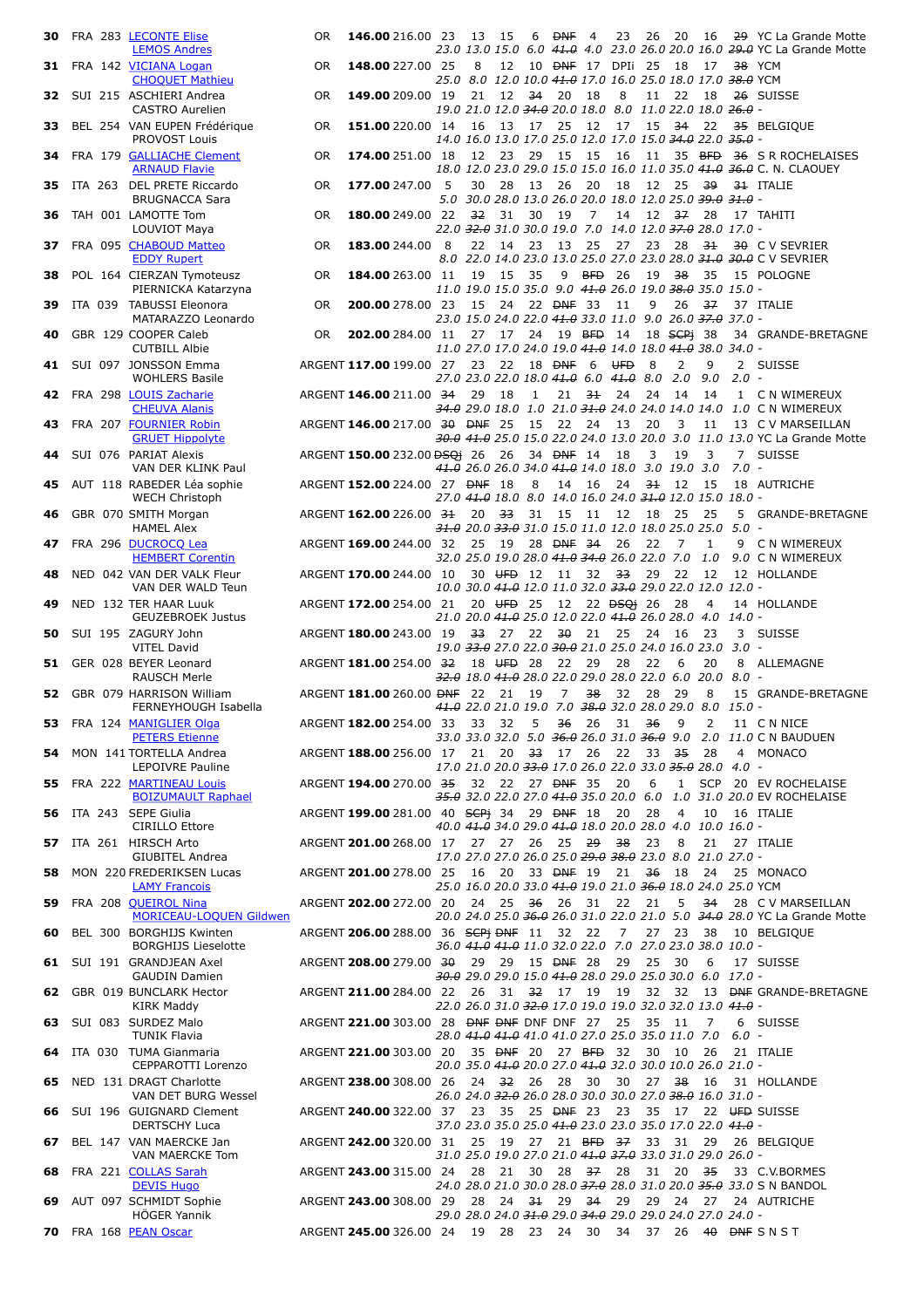| Rank | Nat | No | Crew | Fleet | Net | Total | R1 | R2 | R3 | R4 | R5 | R6 | R7 | R8 | R9 | R10 | R11 | Club |
|---|---|---|---|---|---|---|---|---|---|---|---|---|---|---|---|---|---|---|
| 30 | FRA | 283 | LECONTE Elise<br>LEMOS Andres | OR | 146.00 | 216.00 | 23<br>23.0 | 13<br>13.0 | 15<br>15.0 | 6<br>6.0 | ~~DNF~~<br>~~41.0~~ | 4<br>4.0 | 23<br>23.0 | 26<br>26.0 | 20<br>20.0 | 16<br>16.0 | ~~29~~<br>~~29.0~~ | YC La Grande Motte<br>YC La Grande Motte |
| 31 | FRA | 142 | VICIANA Logan<br>CHOQUET Mathieu | OR | 148.00 | 227.00 | 25<br>25.0 | 8<br>8.0 | 12<br>12.0 | 10<br>10.0 | ~~DNF~~<br>~~41.0~~ | 17<br>17.0 | DPIi<br>16.0 | 25<br>25.0 | 18<br>18.0 | 17<br>17.0 | ~~38~~<br>~~38.0~~ | YCM<br>YCM |
| 32 | SUI | 215 | ASCHIERI Andrea<br>CASTRO Aurelien | OR | 149.00 | 209.00 | 19<br>19.0 | 21<br>21.0 | 12<br>12.0 | ~~34~~<br>~~34.0~~ | 20<br>20.0 | 18<br>18.0 | 8<br>8.0 | 11<br>11.0 | 22<br>22.0 | 18<br>18.0 | ~~26~~<br>~~26.0~~ | SUISSE<br>- |
| 33 | BEL | 254 | VAN EUPEN Frédérique<br>PROVOST Louis | OR | 151.00 | 220.00 | 14<br>14.0 | 16<br>16.0 | 13<br>13.0 | 17<br>17.0 | 25<br>25.0 | 12<br>12.0 | 17<br>17.0 | 15<br>15.0 | ~~34~~<br>~~34.0~~ | 22<br>22.0 | ~~35~~<br>~~35.0~~ | BELGIQUE<br>- |
| 34 | FRA | 179 | GALLIACHE Clement<br>ARNAUD Flavie | OR | 174.00 | 251.00 | 18<br>18.0 | 12<br>12.0 | 23<br>23.0 | 29<br>29.0 | 15<br>15.0 | 15<br>15.0 | 16<br>16.0 | 11<br>11.0 | 35<br>35.0 | ~~BFD~~<br>~~41.0~~ | ~~36~~<br>~~36.0~~ | S R ROCHELAISES<br>C. N. CLAOUEY |
| 35 | ITA | 263 | DEL PRETE Riccardo<br>BRUGNACCA Sara | OR | 177.00 | 247.00 | 5<br>5.0 | 30<br>30.0 | 28<br>28.0 | 13<br>13.0 | 26<br>26.0 | 20<br>20.0 | 18<br>18.0 | 12<br>12.0 | 25<br>25.0 | ~~39~~<br>~~39.0~~ | ~~31~~<br>~~31.0~~ | ITALIE<br>- |
| 36 | TAH | 001 | LAMOTTE Tom<br>LOUVIOT Maya | OR | 180.00 | 249.00 | 22<br>22.0 | ~~32~~<br>~~32.0~~ | 31<br>31.0 | 30<br>30.0 | 19<br>19.0 | 7<br>7.0 | 14<br>14.0 | 12<br>12.0 | ~~37~~<br>~~37.0~~ | 28<br>28.0 | 17<br>17.0 | TAHITI<br>- |
| 37 | FRA | 095 | CHABOUD Matteo<br>EDDY Rupert | OR | 183.00 | 244.00 | 8<br>8.0 | 22<br>22.0 | 14<br>14.0 | 23<br>23.0 | 13<br>13.0 | 25<br>25.0 | 27<br>27.0 | 23<br>23.0 | 28<br>28.0 | ~~31~~<br>~~31.0~~ | ~~30~~<br>~~30.0~~ | C V SEVRIER<br>C V SEVRIER |
| 38 | POL | 164 | CIERZAN Tymoteusz<br>PIERNICKA Katarzyna | OR | 184.00 | 263.00 | 11<br>11.0 | 19<br>19.0 | 15<br>15.0 | 35<br>35.0 | 9<br>9.0 | ~~BFD~~<br>~~41.0~~ | 26<br>26.0 | 19<br>19.0 | ~~38~~<br>~~38.0~~ | 35<br>35.0 | 15<br>15.0 | POLOGNE<br>- |
| 39 | ITA | 039 | TABUSSI Eleonora<br>MATARAZZO Leonardo | OR | 200.00 | 278.00 | 23<br>23.0 | 15<br>15.0 | 24<br>24.0 | 22<br>22.0 | ~~DNF~~<br>~~41.0~~ | 33<br>33.0 | 11<br>11.0 | 9<br>9.0 | 26<br>26.0 | ~~37~~<br>~~37.0~~ | 37<br>37.0 | ITALIE<br>- |
| 40 | GBR | 129 | COOPER Caleb<br>CUTBILL Albie | OR | 202.00 | 284.00 | 11<br>11.0 | 27<br>27.0 | 17<br>17.0 | 24<br>24.0 | 19<br>19.0 | ~~BFD~~<br>~~41.0~~ | 14<br>14.0 | 18<br>18.0 | ~~SCPj~~<br>~~41.0~~ | 38<br>38.0 | 34<br>34.0 | GRANDE-BRETAGNE<br>- |
| 41 | SUI | 097 | JONSSON Emma<br>WOHLERS Basile | ARGENT | 117.00 | 199.00 | 27<br>27.0 | 23<br>23.0 | 22<br>22.0 | 18<br>18.0 | ~~DNF~~<br>~~41.0~~ | 6<br>6.0 | ~~UFD~~<br>~~41.0~~ | 8<br>8.0 | 2<br>2.0 | 9<br>9.0 | 2<br>2.0 | SUISSE<br>- |
| 42 | FRA | 298 | LOUIS Zacharie<br>CHEUVA Alanis | ARGENT | 146.00 | 211.00 | ~~34~~<br>~~34.0~~ | 29<br>29.0 | 18<br>18.0 | 1<br>1.0 | 21<br>21.0 | ~~31~~<br>~~31.0~~ | 24<br>24.0 | 24<br>24.0 | 14<br>14.0 | 14<br>14.0 | 1<br>1.0 | C N WIMEREUX<br>C N WIMEREUX |
| 43 | FRA | 207 | FOURNIER Robin<br>GRUET Hippolyte | ARGENT | 146.00 | 217.00 | ~~30~~<br>~~30.0~~ | ~~DNF~~<br>~~41.0~~ | 25<br>25.0 | 15<br>15.0 | 22<br>22.0 | 24<br>24.0 | 13<br>13.0 | 20<br>20.0 | 3<br>3.0 | 11<br>11.0 | 13<br>13.0 | C V MARSEILLAN<br>YC La Grande Motte |
| 44 | SUI | 076 | PARIAT Alexis<br>VAN DER KLINK Paul | ARGENT | 150.00 | 232.00 | ~~DSQj~~<br>~~41.0~~ | 26<br>26.0 | 26<br>26.0 | 34<br>34.0 | ~~DNF~~<br>~~41.0~~ | 14<br>14.0 | 18<br>18.0 | 3<br>3.0 | 19<br>19.0 | 3<br>3.0 | 7<br>7.0 | SUISSE<br>- |
| 45 | AUT | 118 | RABEDER Léa sophie<br>WECH Christoph | ARGENT | 152.00 | 224.00 | 27<br>27.0 | ~~DNF~~<br>~~41.0~~ | 18<br>18.0 | 8<br>8.0 | 14<br>14.0 | 16<br>16.0 | 24<br>24.0 | ~~31~~<br>~~31.0~~ | 12<br>12.0 | 15<br>15.0 | 18<br>18.0 | AUTRICHE<br>- |
| 46 | GBR | 070 | SMITH Morgan<br>HAMEL Alex | ARGENT | 162.00 | 226.00 | ~~31~~<br>~~31.0~~ | 20<br>20.0 | ~~33~~<br>~~33.0~~ | 31<br>31.0 | 15<br>15.0 | 11<br>11.0 | 12<br>12.0 | 18<br>18.0 | 25<br>25.0 | 25<br>25.0 | 5<br>5.0 | GRANDE-BRETAGNE<br>- |
| 47 | FRA | 296 | DUCROCQ Lea<br>HEMBERT Corentin | ARGENT | 169.00 | 244.00 | 32<br>32.0 | 25<br>25.0 | 19<br>19.0 | 28<br>28.0 | ~~DNF~~<br>~~41.0~~ | ~~34~~<br>~~34.0~~ | 26<br>26.0 | 22<br>22.0 | 7<br>7.0 | 1<br>1.0 | 9<br>9.0 | C N WIMEREUX<br>C N WIMEREUX |
| 48 | NED | 042 | VAN DER VALK Fleur<br>VAN DER WALD Teun | ARGENT | 170.00 | 244.00 | 10<br>10.0 | 30<br>30.0 | ~~UFD~~<br>~~41.0~~ | 12<br>12.0 | 11<br>11.0 | 32<br>32.0 | ~~33~~<br>~~33.0~~ | 29<br>29.0 | 22<br>22.0 | 12<br>12.0 | 12<br>12.0 | HOLLANDE<br>- |
| 49 | NED | 132 | TER HAAR Luuk<br>GEUZEBROEK Justus | ARGENT | 172.00 | 254.00 | 21<br>21.0 | 20<br>20.0 | ~~UFD~~<br>~~41.0~~ | 25<br>25.0 | 12<br>12.0 | 22<br>22.0 | ~~DSQj~~<br>~~41.0~~ | 26<br>26.0 | 28<br>28.0 | 4<br>4.0 | 14<br>14.0 | HOLLANDE<br>- |
| 50 | SUI | 195 | ZAGURY John<br>VITEL David | ARGENT | 180.00 | 243.00 | 19<br>19.0 | ~~33~~<br>~~33.0~~ | 27<br>27.0 | 22<br>22.0 | ~~30~~<br>~~30.0~~ | 21<br>21.0 | 25<br>25.0 | 24<br>24.0 | 16<br>16.0 | 23<br>23.0 | 3<br>3.0 | SUISSE<br>- |
| 51 | GER | 028 | BEYER Leonard<br>RAUSCH Merle | ARGENT | 181.00 | 254.00 | ~~32~~<br>~~32.0~~ | 18<br>18.0 | ~~UFD~~<br>~~41.0~~ | 28<br>28.0 | 22<br>22.0 | 29<br>29.0 | 28<br>28.0 | 22<br>22.0 | 6<br>6.0 | 20<br>20.0 | 8<br>8.0 | ALLEMAGNE<br>- |
| 52 | GBR | 079 | HARRISON William<br>FERNEYHOUGH Isabella | ARGENT | 181.00 | 260.00 | ~~DNF~~<br>~~41.0~~ | 22<br>22.0 | 21<br>21.0 | 19<br>19.0 | 7<br>7.0 | ~~38~~<br>~~38.0~~ | 32<br>32.0 | 28<br>28.0 | 29<br>29.0 | 8<br>8.0 | 15<br>15.0 | GRANDE-BRETAGNE<br>- |
| 53 | FRA | 124 | MANIGLIER Olga<br>PETERS Etienne | ARGENT | 182.00 | 254.00 | 33<br>33.0 | 33<br>33.0 | 32<br>32.0 | 5<br>5.0 | ~~36~~<br>~~36.0~~ | 26<br>26.0 | 31<br>31.0 | ~~36~~<br>~~36.0~~ | 9<br>9.0 | 2<br>2.0 | 11<br>11.0 | C N NICE<br>C N BAUDUEN |
| 54 | MON | 141 | TORTELLA Andrea<br>LEPOIVRE Pauline | ARGENT | 188.00 | 256.00 | 17<br>17.0 | 21<br>21.0 | 20<br>20.0 | ~~33~~<br>~~33.0~~ | 17<br>17.0 | 26<br>26.0 | 22<br>22.0 | 33<br>33.0 | ~~35~~<br>~~35.0~~ | 28<br>28.0 | 4<br>4.0 | MONACO<br>- |
| 55 | FRA | 222 | MARTINEAU Louis<br>BOIZUMAULT Raphael | ARGENT | 194.00 | 270.00 | ~~35~~<br>~~35.0~~ | 32<br>32.0 | 22<br>22.0 | 27<br>27.0 | ~~DNF~~<br>~~41.0~~ | 35<br>35.0 | 20<br>20.0 | 6<br>6.0 | 1<br>1.0 | SCP<br>31.0 | 20<br>20.0 | EV ROCHELAISE<br>EV ROCHELAISE |
| 56 | ITA | 243 | SEPE Giulia<br>CIRILLO Ettore | ARGENT | 199.00 | 281.00 | 40<br>40.0 | ~~SCPj~~<br>~~41.0~~ | 34<br>34.0 | 29<br>29.0 | ~~DNF~~<br>~~41.0~~ | 18<br>18.0 | 20<br>20.0 | 28<br>28.0 | 4<br>4.0 | 10<br>10.0 | 16<br>16.0 | ITALIE<br>- |
| 57 | ITA | 261 | HIRSCH Arto<br>GIUBITEL Andrea | ARGENT | 201.00 | 268.00 | 17<br>17.0 | 27<br>27.0 | 27<br>27.0 | 26<br>26.0 | 25<br>25.0 | ~~29~~<br>~~29.0~~ | ~~38~~<br>~~38.0~~ | 23<br>23.0 | 8<br>8.0 | 21<br>21.0 | 27<br>27.0 | ITALIE<br>- |
| 58 | MON | 220 | FREDERIKSEN Lucas<br>LAMY Francois | ARGENT | 201.00 | 278.00 | 25<br>25.0 | 16<br>16.0 | 20<br>20.0 | 33<br>33.0 | ~~DNF~~<br>~~41.0~~ | 19<br>19.0 | 21<br>21.0 | ~~36~~<br>~~36.0~~ | 18<br>18.0 | 24<br>24.0 | 25<br>25.0 | MONACO<br>YCM |
| 59 | FRA | 208 | QUEIROL Nina<br>MORICEAU-LOQUEN Gildwen | ARGENT | 202.00 | 272.00 | 20<br>20.0 | 24<br>24.0 | 25<br>25.0 | ~~36~~<br>~~36.0~~ | 26<br>26.0 | 31<br>31.0 | 22<br>22.0 | 21<br>21.0 | 5<br>5.0 | ~~34~~<br>~~34.0~~ | 28<br>28.0 | C V MARSEILLAN<br>YC La Grande Motte |
| 60 | BEL | 300 | BORGHIJS Kwinten<br>BORGHIJS Lieselotte | ARGENT | 206.00 | 288.00 | 36<br>36.0 | ~~SCPj~~<br>~~41.0~~ | ~~DNF~~<br>~~41.0~~ | 11<br>11.0 | 32<br>32.0 | 22<br>22.0 | 7<br>7.0 | 27<br>27.0 | 23<br>23.0 | 38<br>38.0 | 10<br>10.0 | BELGIQUE<br>- |
| 61 | SUI | 191 | GRANDJEAN Axel<br>GAUDIN Damien | ARGENT | 208.00 | 279.00 | ~~30~~<br>~~30.0~~ | 29<br>29.0 | 29<br>29.0 | 15<br>15.0 | ~~DNF~~<br>~~41.0~~ | 28<br>28.0 | 29<br>29.0 | 25<br>25.0 | 30<br>30.0 | 6<br>6.0 | 17<br>17.0 | SUISSE<br>- |
| 62 | GBR | 019 | BUNCLARK Hector<br>KIRK Maddy | ARGENT | 211.00 | 284.00 | 22<br>22.0 | 26<br>26.0 | 31<br>31.0 | ~~32~~<br>~~32.0~~ | 17<br>17.0 | 19<br>19.0 | 19<br>19.0 | 32<br>32.0 | 32<br>32.0 | 13<br>13.0 | ~~DNF~~<br>~~41.0~~ | GRANDE-BRETAGNE<br>- |
| 63 | SUI | 083 | SURDEZ Malo<br>TUNIK Flavia | ARGENT | 221.00 | 303.00 | 28<br>28.0 | ~~DNF~~<br>~~41.0~~ | ~~DNF~~<br>~~41.0~~ | DNF<br>41.0 | DNF<br>41.0 | 27<br>27.0 | 25<br>25.0 | 35<br>35.0 | 11<br>11.0 | 7<br>7.0 | 6<br>6.0 | SUISSE<br>- |
| 64 | ITA | 030 | TUMA Gianmaria<br>CEPPAROTTI Lorenzo | ARGENT | 221.00 | 303.00 | 20<br>20.0 | 35<br>35.0 | ~~DNF~~<br>~~41.0~~ | 20<br>20.0 | 27<br>27.0 | ~~BFD~~<br>~~41.0~~ | 32<br>32.0 | 30<br>30.0 | 10<br>10.0 | 26<br>26.0 | 21<br>21.0 | ITALIE<br>- |
| 65 | NED | 131 | DRAGT Charlotte<br>VAN DET BURG Wessel | ARGENT | 238.00 | 308.00 | 26<br>26.0 | 24<br>24.0 | ~~32~~<br>~~32.0~~ | 26<br>26.0 | 28<br>28.0 | 30<br>30.0 | 30<br>30.0 | 27<br>27.0 | ~~38~~<br>~~38.0~~ | 16<br>16.0 | 31<br>31.0 | HOLLANDE<br>- |
| 66 | SUI | 196 | GUIGNARD Clement<br>DERTSCHY Luca | ARGENT | 240.00 | 322.00 | 37<br>37.0 | 23<br>23.0 | 35<br>35.0 | 25<br>25.0 | ~~DNF~~<br>~~41.0~~ | 23<br>23.0 | 23<br>23.0 | 35<br>35.0 | 17<br>17.0 | 22<br>22.0 | ~~UFD~~<br>~~41.0~~ | SUISSE<br>- |
| 67 | BEL | 147 | VAN MAERCKE Jan<br>VAN MAERCKE Tom | ARGENT | 242.00 | 320.00 | 31<br>31.0 | 25<br>25.0 | 19<br>19.0 | 27<br>27.0 | 21<br>21.0 | ~~BFD~~<br>~~41.0~~ | ~~37~~<br>~~37.0~~ | 33<br>33.0 | 31<br>31.0 | 29<br>29.0 | 26<br>26.0 | BELGIQUE<br>- |
| 68 | FRA | 221 | COLLAS Sarah<br>DEVIS Hugo | ARGENT | 243.00 | 315.00 | 24<br>24.0 | 28<br>28.0 | 21<br>21.0 | 30<br>30.0 | 28<br>28.0 | ~~37~~<br>~~37.0~~ | 28<br>28.0 | 31<br>31.0 | 20<br>20.0 | ~~35~~<br>~~35.0~~ | 33<br>33.0 | C.V.BORMES<br>S N BANDOL |
| 69 | AUT | 097 | SCHMIDT Sophie<br>HÖGER Yannik | ARGENT | 243.00 | 308.00 | 29<br>29.0 | 28<br>28.0 | 24<br>24.0 | ~~31~~<br>~~31.0~~ | 29<br>29.0 | ~~34~~<br>~~34.0~~ | 29<br>29.0 | 29<br>29.0 | 24<br>24.0 | 27<br>27.0 | 24<br>24.0 | AUTRICHE<br>- |
| 70 | FRA | 168 | PEAN Oscar | ARGENT | 245.00 | 326.00 | 24 | 19 | 28 | 23 | 24 | 30 | 34 | 37 | 26 | ~~40~~ | ~~DNF~~ | S N S T |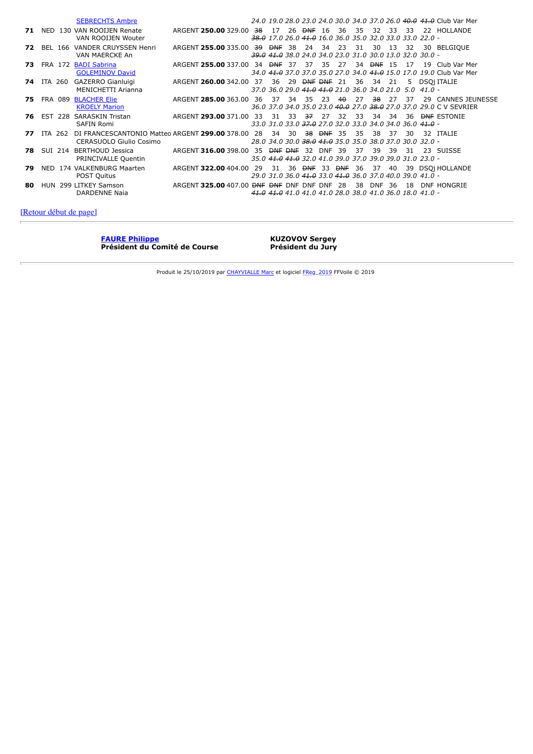| | | | | | | | | | | | | | | | | | |
|---|---|---|---|---|---|---|---|---|---|---|---|---|---|---|---|---|---|
| | | | SEBRECHTS Ambre | | | | 24.0 | 19.0 | 28.0 | 23.0 | 24.0 | 30.0 | 34.0 | 37.0 | 26.0 | ~~40.0~~ | ~~41.0~~ Club Var Mer |
| **71** | NED | 130 | VAN ROOIJEN Renate | ARGENT | **250.00** | 329.00 | ~~38~~ | 17 | 26 | ~~DNF~~ | 16 | 36 | 35 | 32 | 33 | 33 | 22 HOLLANDE |
| | | | VAN ROOIJEN Wouter | | | | ~~38.0~~ | 17.0 | 26.0 | ~~41.0~~ | 16.0 | 36.0 | 35.0 | 32.0 | 33.0 | 33.0 | 22.0 - |
| **72** | BEL | 166 | VANDER CRUYSSEN Henri | ARGENT | **255.00** | 335.00 | ~~39~~ | ~~DNF~~ | 38 | 24 | 34 | 23 | 31 | 30 | 13 | 32 | 30 BELGIQUE |
| | | | VAN MAERCKE An | | | | ~~39.0~~ | ~~41.0~~ | 38.0 | 24.0 | 34.0 | 23.0 | 31.0 | 30.0 | 13.0 | 32.0 | 30.0 - |
| **73** | FRA | 172 | BADI Sabrina | ARGENT | **255.00** | 337.00 | 34 | ~~DNF~~ | 37 | 37 | 35 | 27 | 34 | ~~DNF~~ | 15 | 17 | 19 Club Var Mer |
| | | | GOLEMINOV David | | | | 34.0 | ~~41.0~~ | 37.0 | 37.0 | 35.0 | 27.0 | 34.0 | ~~41.0~~ | 15.0 | 17.0 | 19.0 Club Var Mer |
| **74** | ITA | 260 | GAZERRO Gianluigi | ARGENT | **260.00** | 342.00 | 37 | 36 | 29 | ~~DNF~~ | ~~DNF~~ | 21 | 36 | 34 | 21 | 5 | DSQj ITALIE |
| | | | MENICHETTI Arianna | | | | 37.0 | 36.0 | 29.0 | ~~41.0~~ | ~~41.0~~ | 21.0 | 36.0 | 34.0 | 21.0 | 5.0 | 41.0 - |
| **75** | FRA | 089 | BLACHER Elie | ARGENT | **285.00** | 363.00 | 36 | 37 | 34 | 35 | 23 | ~~40~~ | 27 | ~~38~~ | 27 | 37 | 29 CANNES JEUNESSE |
| | | | KROELY Marion | | | | 36.0 | 37.0 | 34.0 | 35.0 | 23.0 | ~~40.0~~ | 27.0 | ~~38.0~~ | 27.0 | 37.0 | 29.0 C V SEVRIER |
| **76** | EST | 228 | SARASKIN Tristan | ARGENT | **293.00** | 371.00 | 33 | 31 | 33 | ~~37~~ | 27 | 32 | 33 | 34 | 34 | 36 | ~~DNF~~ ESTONIE |
| | | | SAFIN Romi | | | | 33.0 | 31.0 | 33.0 | ~~37.0~~ | 27.0 | 32.0 | 33.0 | 34.0 | 34.0 | 36.0 | ~~41.0~~ - |
| **77** | ITA | 262 | DI FRANCESCANTONIO Matteo | ARGENT | **299.00** | 378.00 | 28 | 34 | 30 | ~~38~~ | ~~DNF~~ | 35 | 35 | 38 | 37 | 30 | 32 ITALIE |
| | | | CERASUOLO Giulio Cosimo | | | | 28.0 | 34.0 | 30.0 | ~~38.0~~ | ~~41.0~~ | 35.0 | 35.0 | 38.0 | 37.0 | 30.0 | 32.0 - |
| **78** | SUI | 214 | BERTHOUD Jessica | ARGENT | **316.00** | 398.00 | 35 | ~~DNF~~ | ~~DNF~~ | 32 | DNF | 39 | 37 | 39 | 39 | 31 | 23 SUISSE |
| | | | PRINCIVALLE Quentin | | | | 35.0 | ~~41.0~~ | ~~41.0~~ | 32.0 | 41.0 | 39.0 | 37.0 | 39.0 | 39.0 | 31.0 | 23.0 - |
| **79** | NED | 174 | VALKENBURG Maarten | ARGENT | **322.00** | 404.00 | 29 | 31 | 36 | ~~DNF~~ | 33 | ~~DNF~~ | 36 | 37 | 40 | 39 | DSQj HOLLANDE |
| | | | POST Quitus | | | | 29.0 | 31.0 | 36.0 | ~~41.0~~ | 33.0 | ~~41.0~~ | 36.0 | 37.0 | 40.0 | 39.0 | 41.0 - |
| **80** | HUN | 299 | LITKEY Samson | ARGENT | **325.00** | 407.00 | ~~DNF~~ | ~~DNF~~ | DNF | DNF | DNF | 28 | 38 | DNF | 36 | 18 | DNF HONGRIE |
| | | | DARDENNE Naia | | | | ~~41.0~~ | ~~41.0~~ | 41.0 | 41.0 | 41.0 | 28.0 | 38.0 | 41.0 | 36.0 | 18.0 | 41.0 - |

[Retour début de page]

**FAURE Philippe**
**Président du Comité de Course**

**KUZOVOV Sergey**
**Président du Jury**

Produit le 25/10/2019 par CHAYVIALLE Marc et logiciel FReg_2019 FFVoile © 2019